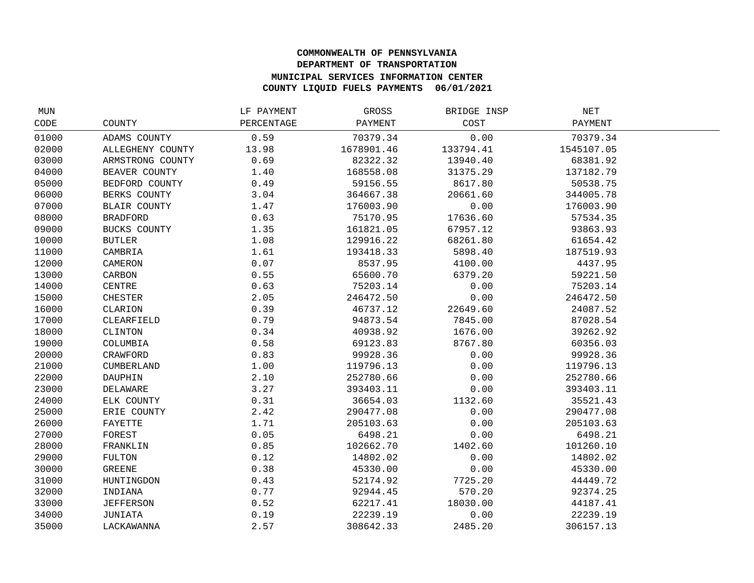# COMMONWEALTH OF PENNSYLVANIA
## DEPARTMENT OF TRANSPORTATION
## MUNICIPAL SERVICES INFORMATION CENTER
## COUNTY LIQUID FUELS PAYMENTS 06/01/2021

| MUN CODE | COUNTY | LF PAYMENT PERCENTAGE | GROSS PAYMENT | BRIDGE INSP COST | NET PAYMENT |
|---|---|---|---|---|---|
| 01000 | ADAMS COUNTY | 0.59 | 70379.34 | 0.00 | 70379.34 |
| 02000 | ALLEGHENY COUNTY | 13.98 | 1678901.46 | 133794.41 | 1545107.05 |
| 03000 | ARMSTRONG COUNTY | 0.69 | 82322.32 | 13940.40 | 68381.92 |
| 04000 | BEAVER COUNTY | 1.40 | 168558.08 | 31375.29 | 137182.79 |
| 05000 | BEDFORD COUNTY | 0.49 | 59156.55 | 8617.80 | 50538.75 |
| 06000 | BERKS COUNTY | 3.04 | 364667.38 | 20661.60 | 344005.78 |
| 07000 | BLAIR COUNTY | 1.47 | 176003.90 | 0.00 | 176003.90 |
| 08000 | BRADFORD | 0.63 | 75170.95 | 17636.60 | 57534.35 |
| 09000 | BUCKS COUNTY | 1.35 | 161821.05 | 67957.12 | 93863.93 |
| 10000 | BUTLER | 1.08 | 129916.22 | 68261.80 | 61654.42 |
| 11000 | CAMBRIA | 1.61 | 193418.33 | 5898.40 | 187519.93 |
| 12000 | CAMERON | 0.07 | 8537.95 | 4100.00 | 4437.95 |
| 13000 | CARBON | 0.55 | 65600.70 | 6379.20 | 59221.50 |
| 14000 | CENTRE | 0.63 | 75203.14 | 0.00 | 75203.14 |
| 15000 | CHESTER | 2.05 | 246472.50 | 0.00 | 246472.50 |
| 16000 | CLARION | 0.39 | 46737.12 | 22649.60 | 24087.52 |
| 17000 | CLEARFIELD | 0.79 | 94873.54 | 7845.00 | 87028.54 |
| 18000 | CLINTON | 0.34 | 40938.92 | 1676.00 | 39262.92 |
| 19000 | COLUMBIA | 0.58 | 69123.83 | 8767.80 | 60356.03 |
| 20000 | CRAWFORD | 0.83 | 99928.36 | 0.00 | 99928.36 |
| 21000 | CUMBERLAND | 1.00 | 119796.13 | 0.00 | 119796.13 |
| 22000 | DAUPHIN | 2.10 | 252780.66 | 0.00 | 252780.66 |
| 23000 | DELAWARE | 3.27 | 393403.11 | 0.00 | 393403.11 |
| 24000 | ELK COUNTY | 0.31 | 36654.03 | 1132.60 | 35521.43 |
| 25000 | ERIE COUNTY | 2.42 | 290477.08 | 0.00 | 290477.08 |
| 26000 | FAYETTE | 1.71 | 205103.63 | 0.00 | 205103.63 |
| 27000 | FOREST | 0.05 | 6498.21 | 0.00 | 6498.21 |
| 28000 | FRANKLIN | 0.85 | 102662.70 | 1402.60 | 101260.10 |
| 29000 | FULTON | 0.12 | 14802.02 | 0.00 | 14802.02 |
| 30000 | GREENE | 0.38 | 45330.00 | 0.00 | 45330.00 |
| 31000 | HUNTINGDON | 0.43 | 52174.92 | 7725.20 | 44449.72 |
| 32000 | INDIANA | 0.77 | 92944.45 | 570.20 | 92374.25 |
| 33000 | JEFFERSON | 0.52 | 62217.41 | 18030.00 | 44187.41 |
| 34000 | JUNIATA | 0.19 | 22239.19 | 0.00 | 22239.19 |
| 35000 | LACKAWANNA | 2.57 | 308642.33 | 2485.20 | 306157.13 |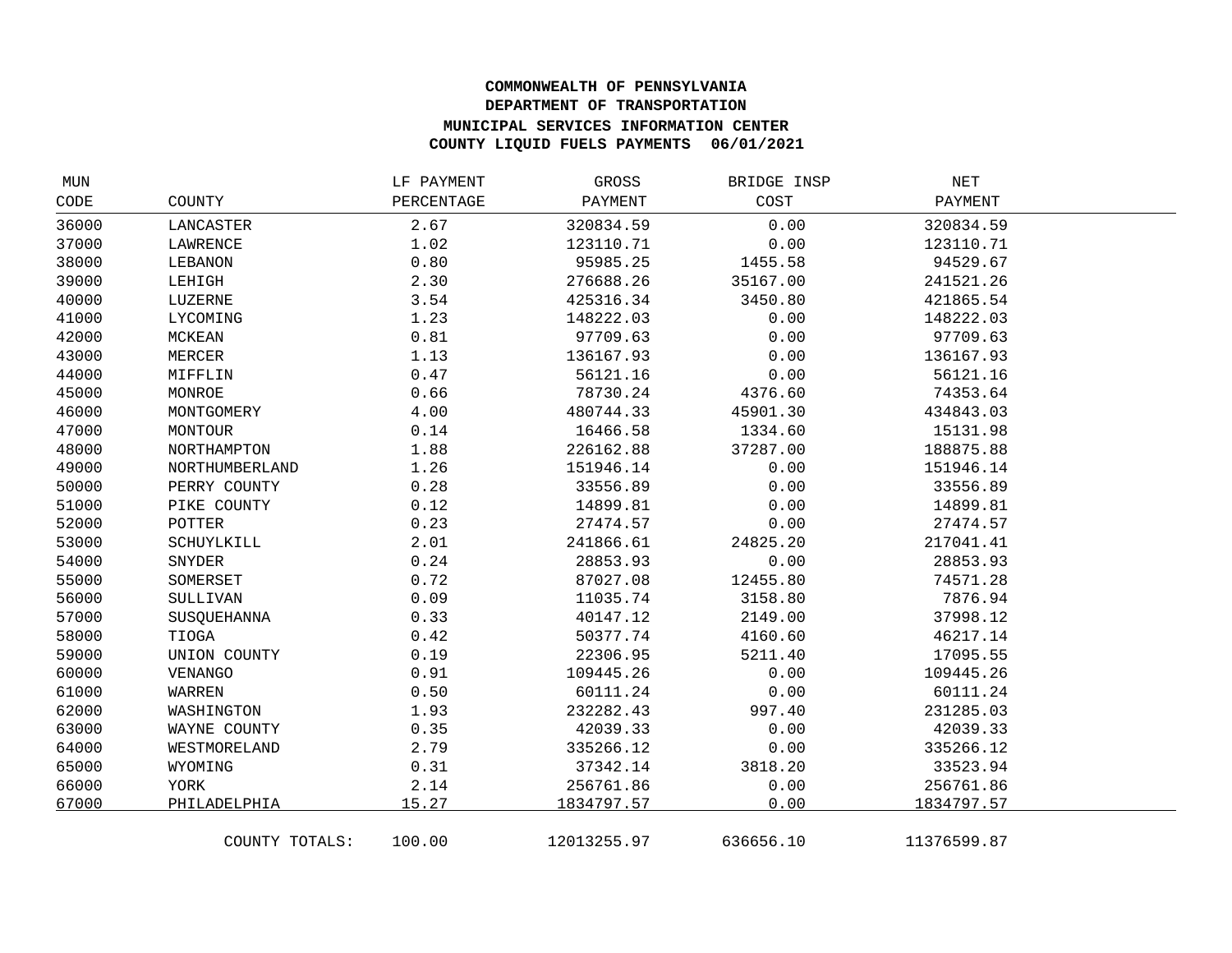**COMMONWEALTH OF PENNSYLVANIA**
**DEPARTMENT OF TRANSPORTATION**
**MUNICIPAL SERVICES INFORMATION CENTER**
**COUNTY LIQUID FUELS PAYMENTS 06/01/2021**

| MUN CODE | COUNTY | LF PAYMENT PERCENTAGE | GROSS PAYMENT | BRIDGE INSP COST | NET PAYMENT |
|---|---|---|---|---|---|
| 36000 | LANCASTER | 2.67 | 320834.59 | 0.00 | 320834.59 |
| 37000 | LAWRENCE | 1.02 | 123110.71 | 0.00 | 123110.71 |
| 38000 | LEBANON | 0.80 | 95985.25 | 1455.58 | 94529.67 |
| 39000 | LEHIGH | 2.30 | 276688.26 | 35167.00 | 241521.26 |
| 40000 | LUZERNE | 3.54 | 425316.34 | 3450.80 | 421865.54 |
| 41000 | LYCOMING | 1.23 | 148222.03 | 0.00 | 148222.03 |
| 42000 | MCKEAN | 0.81 | 97709.63 | 0.00 | 97709.63 |
| 43000 | MERCER | 1.13 | 136167.93 | 0.00 | 136167.93 |
| 44000 | MIFFLIN | 0.47 | 56121.16 | 0.00 | 56121.16 |
| 45000 | MONROE | 0.66 | 78730.24 | 4376.60 | 74353.64 |
| 46000 | MONTGOMERY | 4.00 | 480744.33 | 45901.30 | 434843.03 |
| 47000 | MONTOUR | 0.14 | 16466.58 | 1334.60 | 15131.98 |
| 48000 | NORTHAMPTON | 1.88 | 226162.88 | 37287.00 | 188875.88 |
| 49000 | NORTHUMBERLAND | 1.26 | 151946.14 | 0.00 | 151946.14 |
| 50000 | PERRY COUNTY | 0.28 | 33556.89 | 0.00 | 33556.89 |
| 51000 | PIKE COUNTY | 0.12 | 14899.81 | 0.00 | 14899.81 |
| 52000 | POTTER | 0.23 | 27474.57 | 0.00 | 27474.57 |
| 53000 | SCHUYLKILL | 2.01 | 241866.61 | 24825.20 | 217041.41 |
| 54000 | SNYDER | 0.24 | 28853.93 | 0.00 | 28853.93 |
| 55000 | SOMERSET | 0.72 | 87027.08 | 12455.80 | 74571.28 |
| 56000 | SULLIVAN | 0.09 | 11035.74 | 3158.80 | 7876.94 |
| 57000 | SUSQUEHANNA | 0.33 | 40147.12 | 2149.00 | 37998.12 |
| 58000 | TIOGA | 0.42 | 50377.74 | 4160.60 | 46217.14 |
| 59000 | UNION COUNTY | 0.19 | 22306.95 | 5211.40 | 17095.55 |
| 60000 | VENANGO | 0.91 | 109445.26 | 0.00 | 109445.26 |
| 61000 | WARREN | 0.50 | 60111.24 | 0.00 | 60111.24 |
| 62000 | WASHINGTON | 1.93 | 232282.43 | 997.40 | 231285.03 |
| 63000 | WAYNE COUNTY | 0.35 | 42039.33 | 0.00 | 42039.33 |
| 64000 | WESTMORELAND | 2.79 | 335266.12 | 0.00 | 335266.12 |
| 65000 | WYOMING | 0.31 | 37342.14 | 3818.20 | 33523.94 |
| 66000 | YORK | 2.14 | 256761.86 | 0.00 | 256761.86 |
| 67000 | PHILADELPHIA | 15.27 | 1834797.57 | 0.00 | 1834797.57 |
| | COUNTY TOTALS: | 100.00 | 12013255.97 | 636656.10 | 11376599.87 |